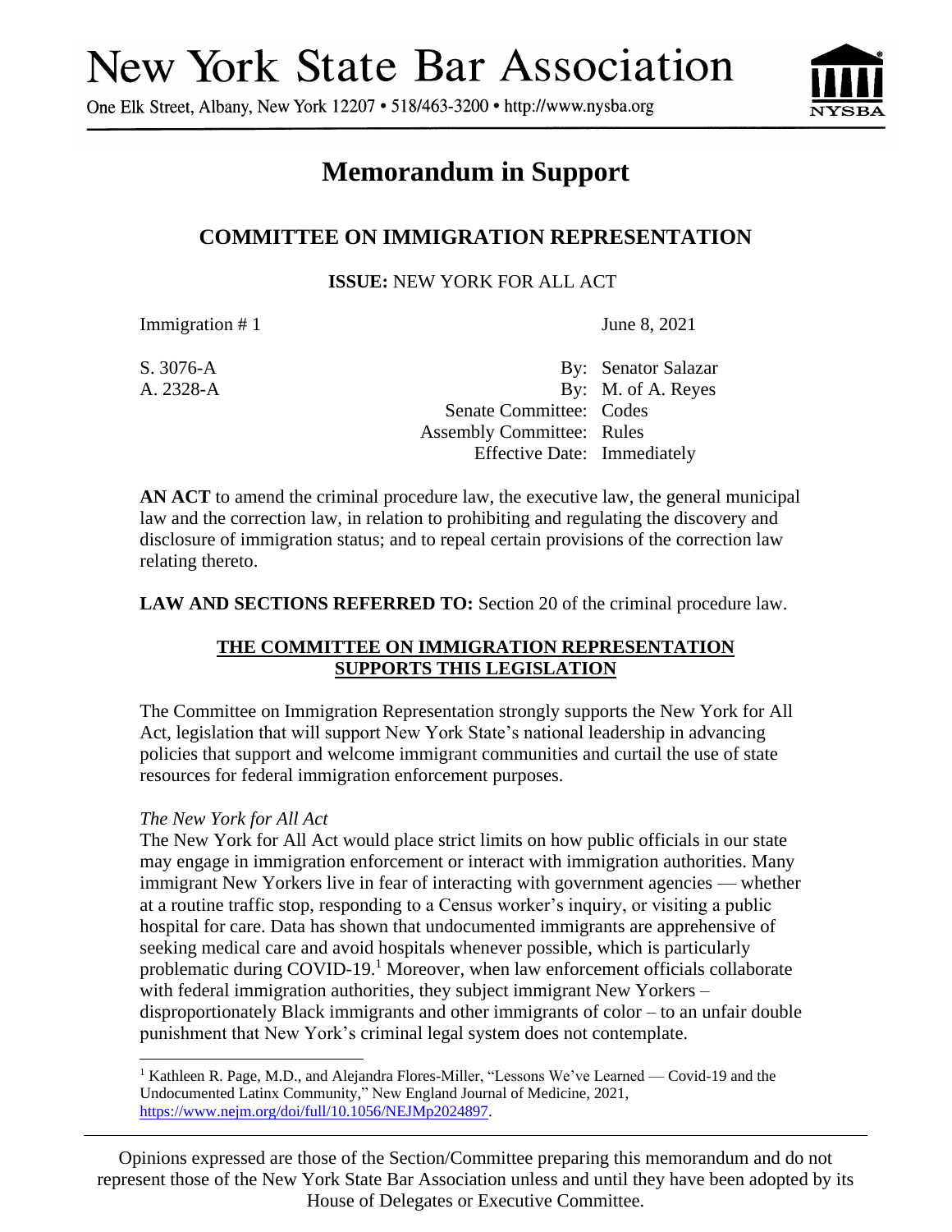# New York State Bar Association

One Elk Street, Albany, New York 12207 • 518/463-3200 • http://www.nysba.org

## Memorandum in Support

### COMMITTEE ON IMMIGRATION REPRESENTATION

**ISSUE:** NEW YORK FOR ALL ACT

Immigration # 1 June 8, 2021

S. 3076-A By: Senator Salazar
A. 2328-A By: M. of A. Reyes
Senate Committee: Codes
Assembly Committee: Rules
Effective Date: Immediately

**AN ACT** to amend the criminal procedure law, the executive law, the general municipal law and the correction law, in relation to prohibiting and regulating the discovery and disclosure of immigration status; and to repeal certain provisions of the correction law relating thereto.

**LAW AND SECTIONS REFERRED TO:** Section 20 of the criminal procedure law.

**THE COMMITTEE ON IMMIGRATION REPRESENTATION SUPPORTS THIS LEGISLATION**

The Committee on Immigration Representation strongly supports the New York for All Act, legislation that will support New York State's national leadership in advancing policies that support and welcome immigrant communities and curtail the use of state resources for federal immigration enforcement purposes.

*The New York for All Act*

The New York for All Act would place strict limits on how public officials in our state may engage in immigration enforcement or interact with immigration authorities. Many immigrant New Yorkers live in fear of interacting with government agencies — whether at a routine traffic stop, responding to a Census worker's inquiry, or visiting a public hospital for care. Data has shown that undocumented immigrants are apprehensive of seeking medical care and avoid hospitals whenever possible, which is particularly problematic during COVID-19.[1] Moreover, when law enforcement officials collaborate with federal immigration authorities, they subject immigrant New Yorkers – disproportionately Black immigrants and other immigrants of color – to an unfair double punishment that New York's criminal legal system does not contemplate.

[1] Kathleen R. Page, M.D., and Alejandra Flores-Miller, "Lessons We've Learned — Covid-19 and the Undocumented Latinx Community," New England Journal of Medicine, 2021, https://www.nejm.org/doi/full/10.1056/NEJMp2024897.

Opinions expressed are those of the Section/Committee preparing this memorandum and do not represent those of the New York State Bar Association unless and until they have been adopted by its House of Delegates or Executive Committee.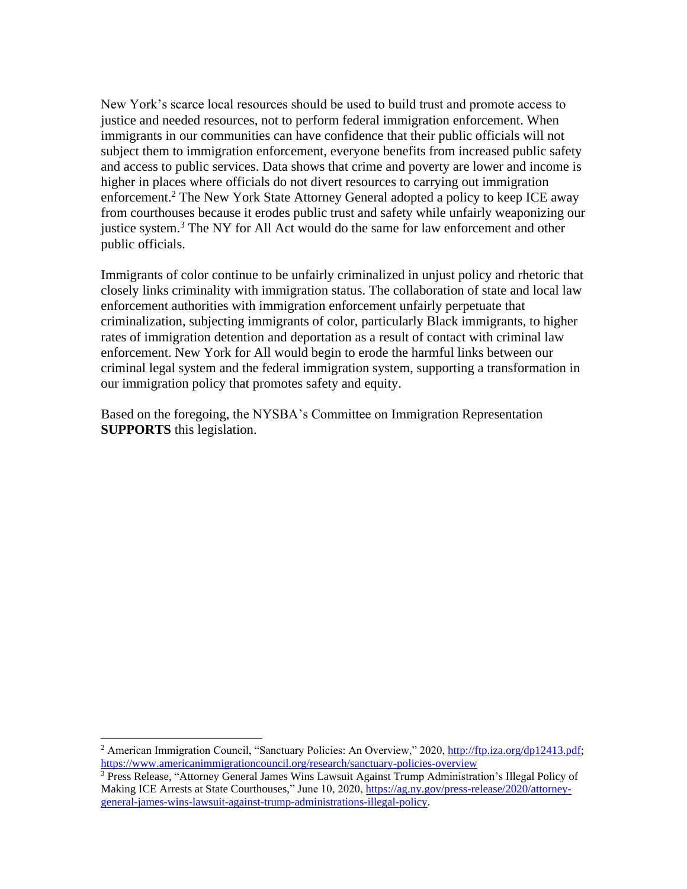New York's scarce local resources should be used to build trust and promote access to justice and needed resources, not to perform federal immigration enforcement. When immigrants in our communities can have confidence that their public officials will not subject them to immigration enforcement, everyone benefits from increased public safety and access to public services. Data shows that crime and poverty are lower and income is higher in places where officials do not divert resources to carrying out immigration enforcement.[2] The New York State Attorney General adopted a policy to keep ICE away from courthouses because it erodes public trust and safety while unfairly weaponizing our justice system.[3] The NY for All Act would do the same for law enforcement and other public officials.

Immigrants of color continue to be unfairly criminalized in unjust policy and rhetoric that closely links criminality with immigration status. The collaboration of state and local law enforcement authorities with immigration enforcement unfairly perpetuate that criminalization, subjecting immigrants of color, particularly Black immigrants, to higher rates of immigration detention and deportation as a result of contact with criminal law enforcement. New York for All would begin to erode the harmful links between our criminal legal system and the federal immigration system, supporting a transformation in our immigration policy that promotes safety and equity.

Based on the foregoing, the NYSBA's Committee on Immigration Representation **SUPPORTS** this legislation.

---

[2] American Immigration Council, "Sanctuary Policies: An Overview," 2020, http://ftp.iza.org/dp12413.pdf; https://www.americanimmigrationcouncil.org/research/sanctuary-policies-overview

[3] Press Release, "Attorney General James Wins Lawsuit Against Trump Administration's Illegal Policy of Making ICE Arrests at State Courthouses," June 10, 2020, https://ag.ny.gov/press-release/2020/attorney-general-james-wins-lawsuit-against-trump-administrations-illegal-policy.